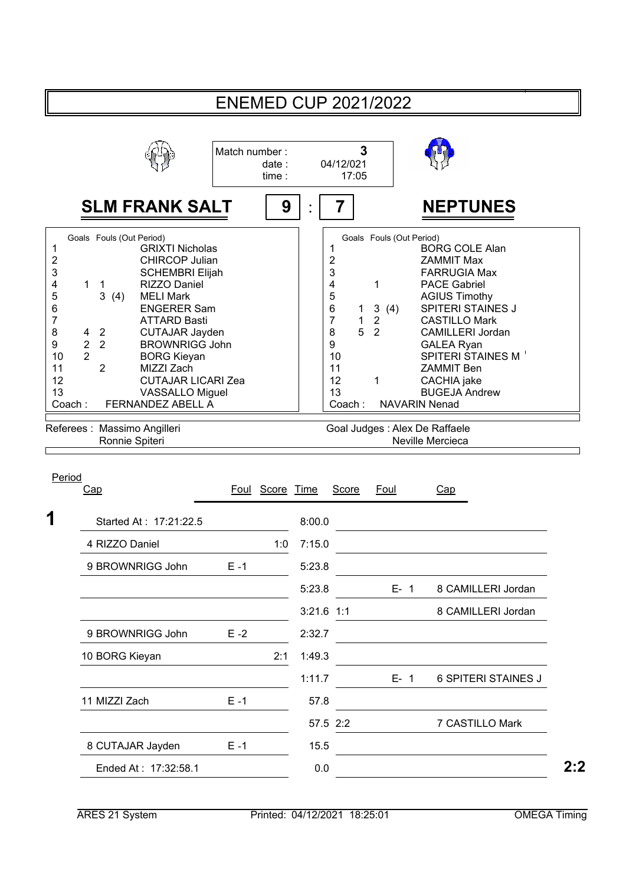# ENEMED CUP 2021/2022

| Match number : | 3 |
|---|---|
| date : | 04/12/021 |
| time : | 17:05 |

## SLM FRANK SALT 9 : 7 NEPTUNES

| Cap | Goals | Fouls | (Out Period) | SLM FRANK SALT |
|---|---|---|---|---|
| 1 | | | | GRIXTI Nicholas |
| 2 | | | | CHIRCOP Julian |
| 3 | | | | SCHEMBRI Elijah |
| 4 | 1 | 1 | | RIZZO Daniel |
| 5 | | 3 | (4) | MELI Mark |
| 6 | | | | ENGERER Sam |
| 7 | | | | ATTARD Basti |
| 8 | 4 | 2 | | CUTAJAR Jayden |
| 9 | 2 | 2 | | BROWNRIGG John |
| 10 | 2 | | | BORG Kieyan |
| 11 | | 2 | | MIZZI Zach |
| 12 | | | | CUTAJAR LICARI Zea |
| 13 | | | | VASSALLO Miguel |
| Coach : | | | | FERNANDEZ ABELL A |

| Cap | Goals | Fouls | (Out Period) | NEPTUNES |
|---|---|---|---|---|
| 1 | | | | BORG COLE Alan |
| 2 | | | | ZAMMIT Max |
| 3 | | | | FARRUGIA Max |
| 4 | | 1 | | PACE Gabriel |
| 5 | | | | AGIUS Timothy |
| 6 | 1 | 3 | (4) | SPITERI STAINES J |
| 7 | 1 | 2 | | CASTILLO Mark |
| 8 | 5 | 2 | | CAMILLERI Jordan |
| 9 | | | | GALEA Ryan |
| 10 | | | | SPITERI STAINES M |
| 11 | | | | ZAMMIT Ben |
| 12 | | 1 | | CACHIA jake |
| 13 | | | | BUGEJA Andrew |
| Coach : | | | | NAVARIN Nenad |

Referees : Massimo Angilleri, Ronnie Spiteri

Goal Judges : Alex De Raffaele, Neville Mercieca

| Period | Cap | Foul | Score | Time | Score | Foul | Cap |
|---|---|---|---|---|---|---|---|
| 1 | Started At : 17:21:22.5 | | | 8:00.0 | | | |
| | 4 RIZZO Daniel | | 1:0 | 7:15.0 | | | |
| | 9 BROWNRIGG John | E -1 | | 5:23.8 | | | |
| | | | | 5:23.8 | | E- 1 | 8 CAMILLERI Jordan |
| | | | | 3:21.6 | 1:1 | | 8 CAMILLERI Jordan |
| | 9 BROWNRIGG John | E -2 | | 2:32.7 | | | |
| | 10 BORG Kieyan | | 2:1 | 1:49.3 | | | |
| | | | | 1:11.7 | | E- 1 | 6 SPITERI STAINES J |
| | 11 MIZZI Zach | E -1 | | 57.8 | | | |
| | | | | 57.5 | 2:2 | | 7 CASTILLO Mark |
| | 8 CUTAJAR Jayden | E -1 | | 15.5 | | | |
| | Ended At : 17:32:58.1 | | | 0.0 | | | |
| | | | | | | | **2:2** |

ARES 21 System | Printed: 04/12/2021 18:25:01 | OMEGA Timing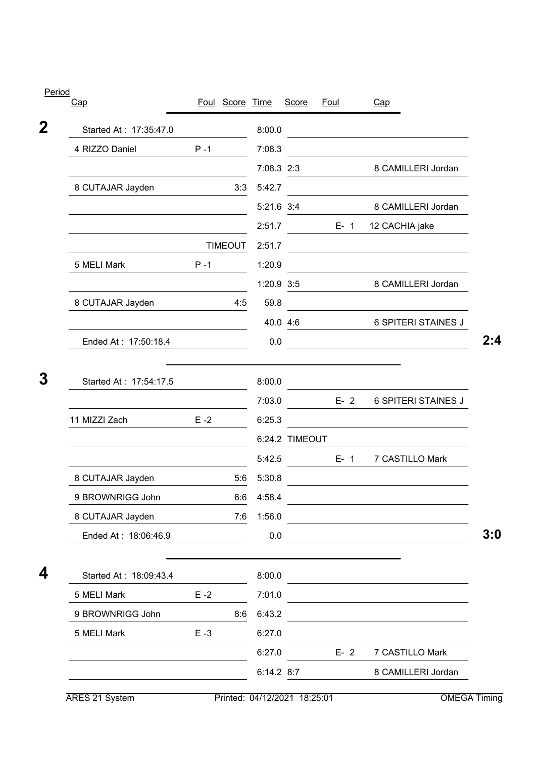| Period | Cap | Foul | Score | Time | Score | Foul | Cap | |
|---|---|---|---|---|---|---|---|---|
| **2** | Started At : 17:35:47.0 | | | 8:00.0 | | | | |
| | 4 RIZZO Daniel | P -1 | | 7:08.3 | | | | |
| | | | | 7:08.3 | 2:3 | | 8 CAMILLERI Jordan | |
| | 8 CUTAJAR Jayden | | 3:3 | 5:42.7 | | | | |
| | | | | 5:21.6 | 3:4 | | 8 CAMILLERI Jordan | |
| | | | | 2:51.7 | | E- 1 | 12 CACHIA jake | |
| | | | TIMEOUT | 2:51.7 | | | | |
| | 5 MELI Mark | P -1 | | 1:20.9 | | | | |
| | | | | 1:20.9 | 3:5 | | 8 CAMILLERI Jordan | |
| | 8 CUTAJAR Jayden | | 4:5 | 59.8 | | | | |
| | | | | 40.0 | 4:6 | | 6 SPITERI STAINES J | |
| | Ended At : 17:50:18.4 | | | 0.0 | | | | **2:4** |
| **3** | Started At : 17:54:17.5 | | | 8:00.0 | | | | |
| | | | | 7:03.0 | | E- 2 | 6 SPITERI STAINES J | |
| | 11 MIZZI Zach | E -2 | | 6:25.3 | | | | |
| | | | | 6:24.2 | TIMEOUT | | | |
| | | | | 5:42.5 | | E- 1 | 7 CASTILLO Mark | |
| | 8 CUTAJAR Jayden | | 5:6 | 5:30.8 | | | | |
| | 9 BROWNRIGG John | | 6:6 | 4:58.4 | | | | |
| | 8 CUTAJAR Jayden | | 7:6 | 1:56.0 | | | | |
| | Ended At : 18:06:46.9 | | | 0.0 | | | | **3:0** |
| **4** | Started At : 18:09:43.4 | | | 8:00.0 | | | | |
| | 5 MELI Mark | E -2 | | 7:01.0 | | | | |
| | 9 BROWNRIGG John | | 8:6 | 6:43.2 | | | | |
| | 5 MELI Mark | E -3 | | 6:27.0 | | | | |
| | | | | 6:27.0 | | E- 2 | 7 CASTILLO Mark | |
| | | | | 6:14.2 | 8:7 | | 8 CAMILLERI Jordan | |

ARES 21 System — Printed: 04/12/2021 18:25:01 — OMEGA Timing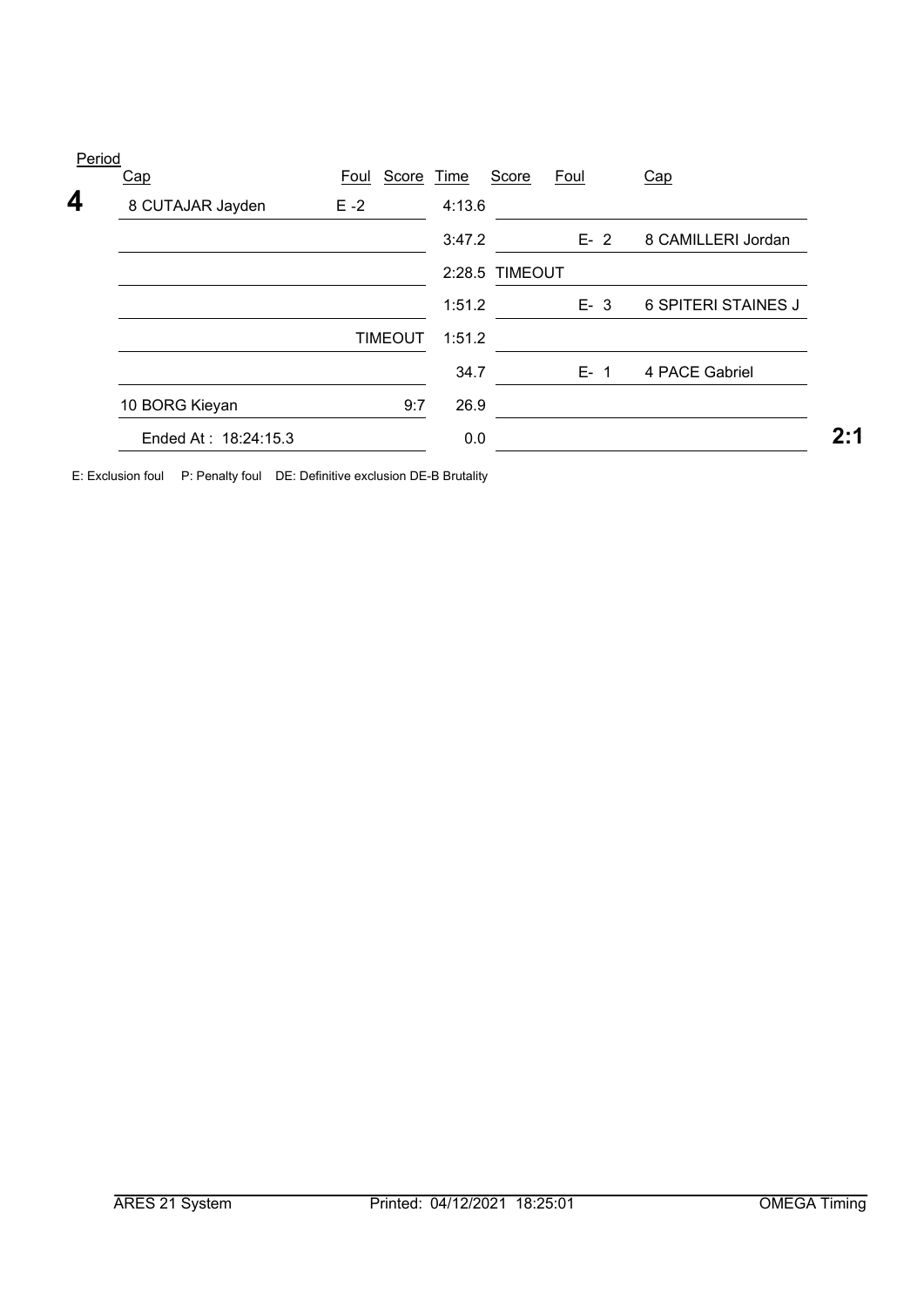| Period | Cap | Foul | Score | Time | Score | Foul | Cap | |
|---|---|---|---|---|---|---|---|---|
| **4** | 8 CUTAJAR Jayden | E -2 | | 4:13.6 | | | | |
| | | | | 3:47.2 | | E- 2 | 8 CAMILLERI Jordan | |
| | | | | 2:28.5 | TIMEOUT | | | |
| | | | | 1:51.2 | | E- 3 | 6 SPITERI STAINES J | |
| | | | TIMEOUT | 1:51.2 | | | | |
| | | | | 34.7 | | E- 1 | 4 PACE Gabriel | |
| | 10 BORG Kieyan | | 9:7 | 26.9 | | | | |
| | Ended At : 18:24:15.3 | | | 0.0 | | | | **2:1** |

E: Exclusion foul P: Penalty foul DE: Definitive exclusion DE-B Brutality

ARES 21 System Printed: 04/12/2021 18:25:01 OMEGA Timing